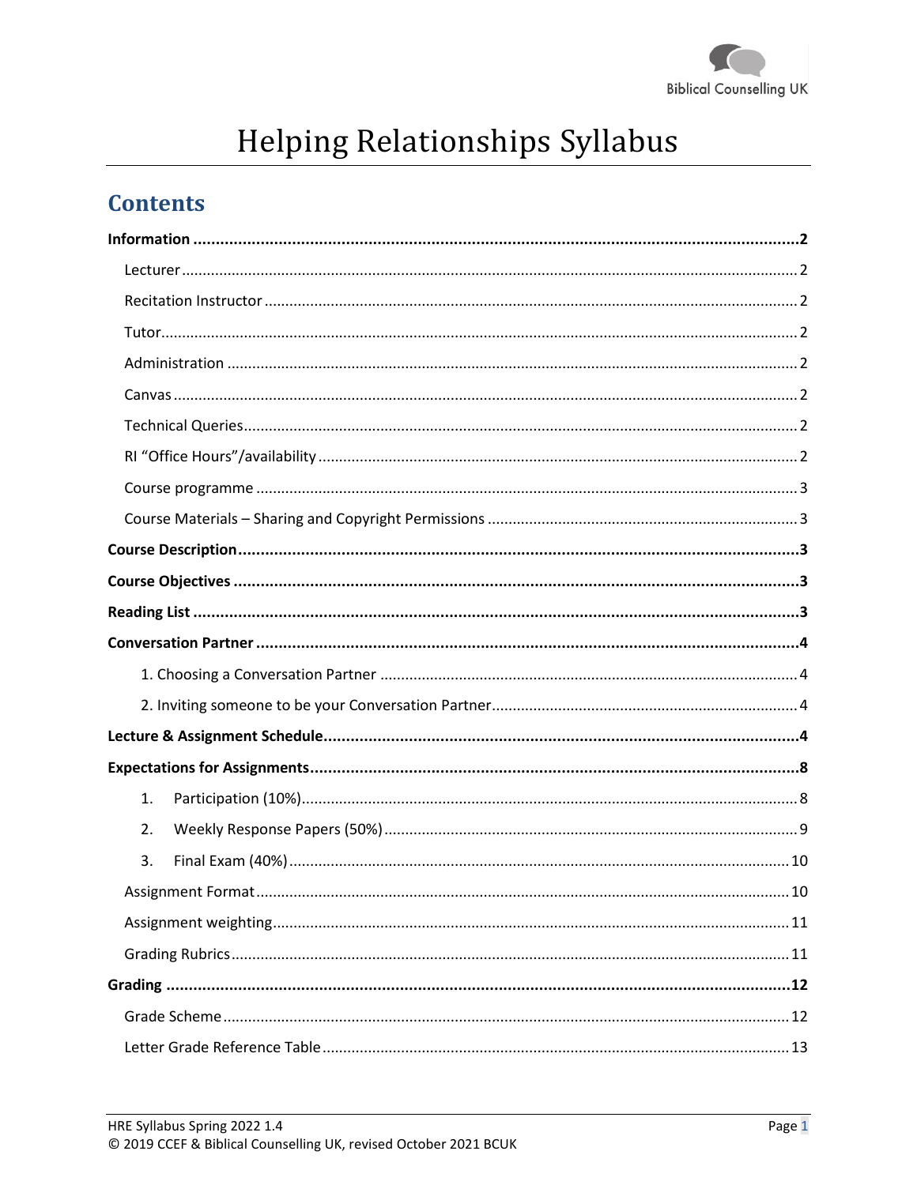Biblical Counselling UK

# Helping Relationships Syllabus

## Contents

**Information** ........................................ 2

- Lecturer ........................................ 2
- Recitation Instructor ........................................ 2
- Tutor ........................................ 2
- Administration ........................................ 2
- Canvas ........................................ 2
- Technical Queries ........................................ 2
- RI "Office Hours"/availability ........................................ 2
- Course programme ........................................ 3
- Course Materials – Sharing and Copyright Permissions ........................................ 3

**Course Description** ........................................ 3

**Course Objectives** ........................................ 3

**Reading List** ........................................ 3

**Conversation Partner** ........................................ 4

- 1. Choosing a Conversation Partner ........................................ 4
- 2. Inviting someone to be your Conversation Partner ........................................ 4

**Lecture & Assignment Schedule** ........................................ 4

**Expectations for Assignments** ........................................ 8

- 1. Participation (10%) ........................................ 8
- 2. Weekly Response Papers (50%) ........................................ 9
- 3. Final Exam (40%) ........................................ 10
- Assignment Format ........................................ 10
- Assignment weighting ........................................ 11
- Grading Rubrics ........................................ 11

**Grading** ........................................ 12

- Grade Scheme ........................................ 12
- Letter Grade Reference Table ........................................ 13

HRE Syllabus Spring 2022 1.4
© 2019 CCEF & Biblical Counselling UK, revised October 2021 BCUK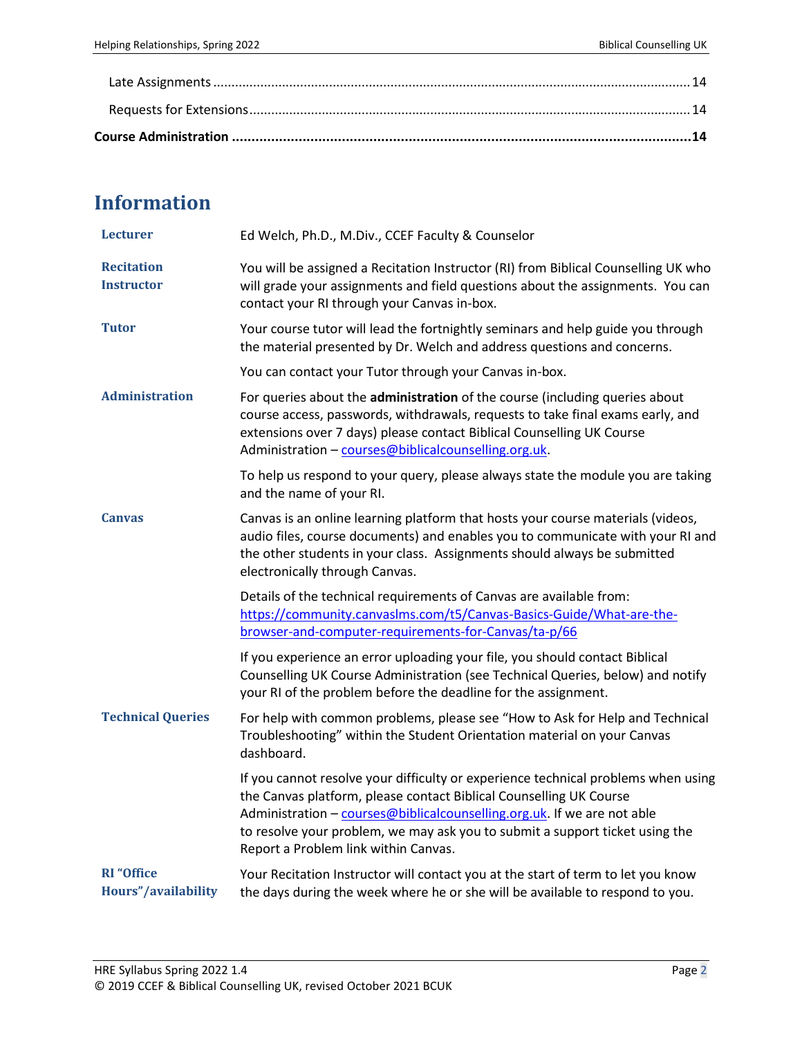Late Assignments ........................................................................................................................ 14

Requests for Extensions ................................................................................................................ 14

**Course Administration ........................................................................................................................ 14**

# Information

| | |
|---|---|
| **Lecturer** | Ed Welch, Ph.D., M.Div., CCEF Faculty & Counselor |
| **Recitation Instructor** | You will be assigned a Recitation Instructor (RI) from Biblical Counselling UK who will grade your assignments and field questions about the assignments. You can contact your RI through your Canvas in-box. |
| **Tutor** | Your course tutor will lead the fortnightly seminars and help guide you through the material presented by Dr. Welch and address questions and concerns. <br><br> You can contact your Tutor through your Canvas in-box. |
| **Administration** | For queries about the **administration** of the course (including queries about course access, passwords, withdrawals, requests to take final exams early, and extensions over 7 days) please contact Biblical Counselling UK Course Administration – courses@biblicalcounselling.org.uk. <br><br> To help us respond to your query, please always state the module you are taking and the name of your RI. |
| **Canvas** | Canvas is an online learning platform that hosts your course materials (videos, audio files, course documents) and enables you to communicate with your RI and the other students in your class. Assignments should always be submitted electronically through Canvas. <br><br> Details of the technical requirements of Canvas are available from: https://community.canvaslms.com/t5/Canvas-Basics-Guide/What-are-the-browser-and-computer-requirements-for-Canvas/ta-p/66 <br><br> If you experience an error uploading your file, you should contact Biblical Counselling UK Course Administration (see Technical Queries, below) and notify your RI of the problem before the deadline for the assignment. |
| **Technical Queries** | For help with common problems, please see "How to Ask for Help and Technical Troubleshooting" within the Student Orientation material on your Canvas dashboard. <br><br> If you cannot resolve your difficulty or experience technical problems when using the Canvas platform, please contact Biblical Counselling UK Course Administration – courses@biblicalcounselling.org.uk. If we are not able to resolve your problem, we may ask you to submit a support ticket using the Report a Problem link within Canvas. |
| **RI "Office Hours"/availability** | Your Recitation Instructor will contact you at the start of term to let you know the days during the week where he or she will be available to respond to you. |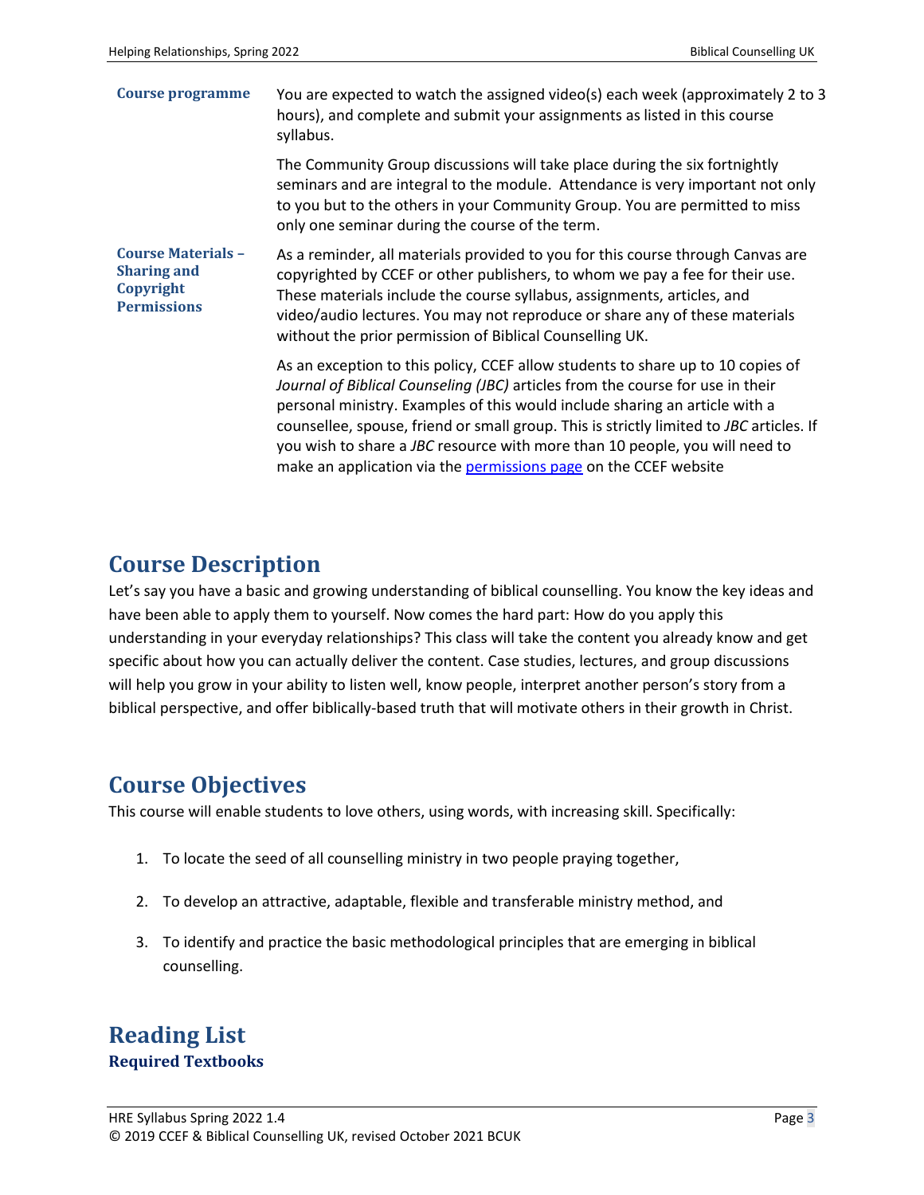| | |
|---|---|
| **Course programme** | You are expected to watch the assigned video(s) each week (approximately 2 to 3 hours), and complete and submit your assignments as listed in this course syllabus.<br><br>The Community Group discussions will take place during the six fortnightly seminars and are integral to the module. Attendance is very important not only to you but to the others in your Community Group. You are permitted to miss only one seminar during the course of the term. |
| **Course Materials – Sharing and Copyright Permissions** | As a reminder, all materials provided to you for this course through Canvas are copyrighted by CCEF or other publishers, to whom we pay a fee for their use. These materials include the course syllabus, assignments, articles, and video/audio lectures. You may not reproduce or share any of these materials without the prior permission of Biblical Counselling UK.<br><br>As an exception to this policy, CCEF allow students to share up to 10 copies of *Journal of Biblical Counseling (JBC)* articles from the course for use in their personal ministry. Examples of this would include sharing an article with a counsellee, spouse, friend or small group. This is strictly limited to *JBC* articles. If you wish to share a *JBC* resource with more than 10 people, you will need to make an application via the permissions page on the CCEF website |

# Course Description

Let's say you have a basic and growing understanding of biblical counselling. You know the key ideas and have been able to apply them to yourself. Now comes the hard part: How do you apply this understanding in your everyday relationships? This class will take the content you already know and get specific about how you can actually deliver the content. Case studies, lectures, and group discussions will help you grow in your ability to listen well, know people, interpret another person's story from a biblical perspective, and offer biblically-based truth that will motivate others in their growth in Christ.

# Course Objectives

This course will enable students to love others, using words, with increasing skill. Specifically:

1. To locate the seed of all counselling ministry in two people praying together,
2. To develop an attractive, adaptable, flexible and transferable ministry method, and
3. To identify and practice the basic methodological principles that are emerging in biblical counselling.

# Reading List

## Required Textbooks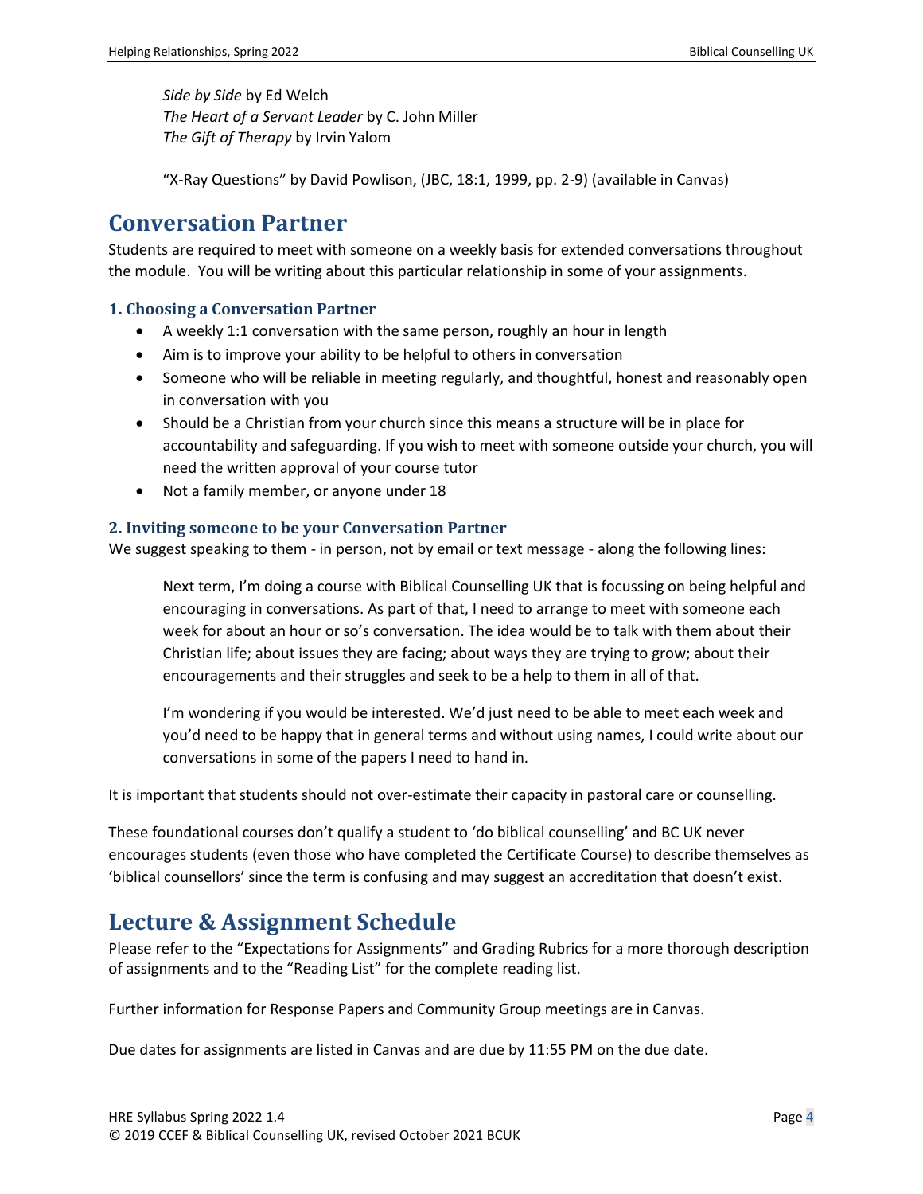*Side by Side* by Ed Welch
*The Heart of a Servant Leader* by C. John Miller
*The Gift of Therapy* by Irvin Yalom

"X-Ray Questions" by David Powlison, (JBC, 18:1, 1999, pp. 2-9) (available in Canvas)

# Conversation Partner

Students are required to meet with someone on a weekly basis for extended conversations throughout the module. You will be writing about this particular relationship in some of your assignments.

### 1. Choosing a Conversation Partner

- A weekly 1:1 conversation with the same person, roughly an hour in length
- Aim is to improve your ability to be helpful to others in conversation
- Someone who will be reliable in meeting regularly, and thoughtful, honest and reasonably open in conversation with you
- Should be a Christian from your church since this means a structure will be in place for accountability and safeguarding. If you wish to meet with someone outside your church, you will need the written approval of your course tutor
- Not a family member, or anyone under 18

### 2. Inviting someone to be your Conversation Partner

We suggest speaking to them - in person, not by email or text message - along the following lines:

> Next term, I'm doing a course with Biblical Counselling UK that is focussing on being helpful and encouraging in conversations. As part of that, I need to arrange to meet with someone each week for about an hour or so's conversation. The idea would be to talk with them about their Christian life; about issues they are facing; about ways they are trying to grow; about their encouragements and their struggles and seek to be a help to them in all of that.
>
> I'm wondering if you would be interested. We'd just need to be able to meet each week and you'd need to be happy that in general terms and without using names, I could write about our conversations in some of the papers I need to hand in.

It is important that students should not over-estimate their capacity in pastoral care or counselling.

These foundational courses don't qualify a student to 'do biblical counselling' and BC UK never encourages students (even those who have completed the Certificate Course) to describe themselves as 'biblical counsellors' since the term is confusing and may suggest an accreditation that doesn't exist.

# Lecture & Assignment Schedule

Please refer to the "Expectations for Assignments" and Grading Rubrics for a more thorough description of assignments and to the "Reading List" for the complete reading list.

Further information for Response Papers and Community Group meetings are in Canvas.

Due dates for assignments are listed in Canvas and are due by 11:55 PM on the due date.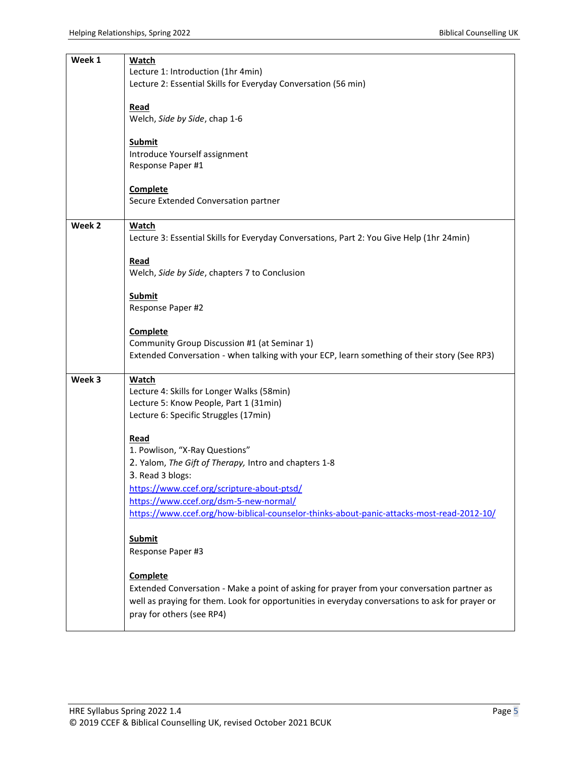| Week | Activities |
|---|---|
| **Week 1** | <u>**Watch**</u><br>Lecture 1: Introduction (1hr 4min)<br>Lecture 2: Essential Skills for Everyday Conversation (56 min)<br><br><u>**Read**</u><br>Welch, *Side by Side*, chap 1-6<br><br><u>**Submit**</u><br>Introduce Yourself assignment<br>Response Paper #1<br><br><u>**Complete**</u><br>Secure Extended Conversation partner |
| **Week 2** | <u>**Watch**</u><br>Lecture 3: Essential Skills for Everyday Conversations, Part 2: You Give Help (1hr 24min)<br><br><u>**Read**</u><br>Welch, *Side by Side*, chapters 7 to Conclusion<br><br><u>**Submit**</u><br>Response Paper #2<br><br><u>**Complete**</u><br>Community Group Discussion #1 (at Seminar 1)<br>Extended Conversation - when talking with your ECP, learn something of their story (See RP3) |
| **Week 3** | <u>**Watch**</u><br>Lecture 4: Skills for Longer Walks (58min)<br>Lecture 5: Know People, Part 1 (31min)<br>Lecture 6: Specific Struggles (17min)<br><br><u>**Read**</u><br>1. Powlison, "X-Ray Questions"<br>2. Yalom, *The Gift of Therapy,* Intro and chapters 1-8<br>3. Read 3 blogs:<br>https://www.ccef.org/scripture-about-ptsd/<br>https://www.ccef.org/dsm-5-new-normal/<br>https://www.ccef.org/how-biblical-counselor-thinks-about-panic-attacks-most-read-2012-10/<br><br><u>**Submit**</u><br>Response Paper #3<br><br><u>**Complete**</u><br>Extended Conversation - Make a point of asking for prayer from your conversation partner as well as praying for them. Look for opportunities in everyday conversations to ask for prayer or pray for others (see RP4) |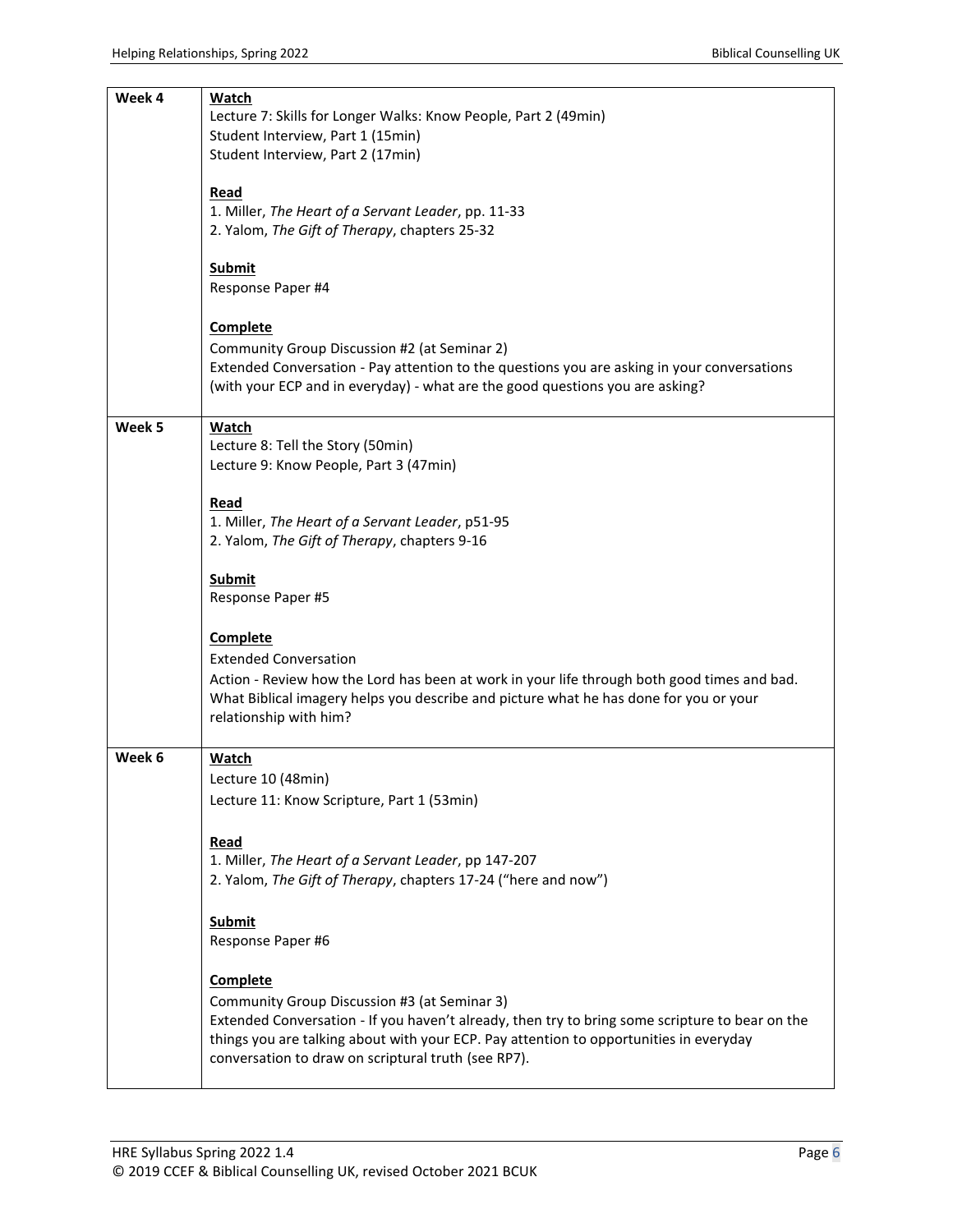| | |
|---|---|
| **Week 4** | **Watch**<br>Lecture 7: Skills for Longer Walks: Know People, Part 2 (49min)<br>Student Interview, Part 1 (15min)<br>Student Interview, Part 2 (17min)<br><br>**Read**<br>1. Miller, *The Heart of a Servant Leader*, pp. 11-33<br>2. Yalom, *The Gift of Therapy*, chapters 25-32<br><br>**Submit**<br>Response Paper #4<br><br>**Complete**<br>Community Group Discussion #2 (at Seminar 2)<br>Extended Conversation - Pay attention to the questions you are asking in your conversations (with your ECP and in everyday) - what are the good questions you are asking? |
| **Week 5** | **Watch**<br>Lecture 8: Tell the Story (50min)<br>Lecture 9: Know People, Part 3 (47min)<br><br>**Read**<br>1. Miller, *The Heart of a Servant Leader*, p51-95<br>2. Yalom, *The Gift of Therapy*, chapters 9-16<br><br>**Submit**<br>Response Paper #5<br><br>**Complete**<br>Extended Conversation<br>Action - Review how the Lord has been at work in your life through both good times and bad. What Biblical imagery helps you describe and picture what he has done for you or your relationship with him? |
| **Week 6** | **Watch**<br>Lecture 10 (48min)<br>Lecture 11: Know Scripture, Part 1 (53min)<br><br>**Read**<br>1. Miller, *The Heart of a Servant Leader*, pp 147-207<br>2. Yalom, *The Gift of Therapy*, chapters 17-24 ("here and now")<br><br>**Submit**<br>Response Paper #6<br><br>**Complete**<br>Community Group Discussion #3 (at Seminar 3)<br>Extended Conversation - If you haven't already, then try to bring some scripture to bear on the things you are talking about with your ECP. Pay attention to opportunities in everyday conversation to draw on scriptural truth (see RP7). |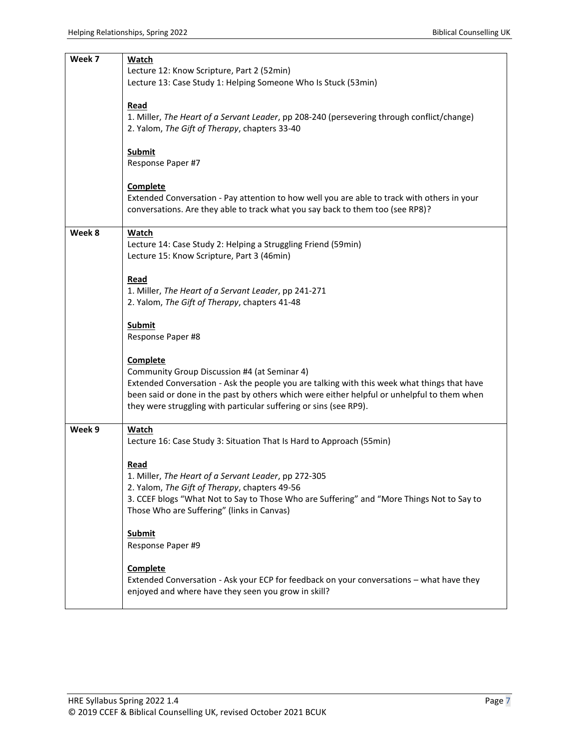| Week | Activities |
|---|---|
| **Week 7** | **Watch**<br>Lecture 12: Know Scripture, Part 2 (52min)<br>Lecture 13: Case Study 1: Helping Someone Who Is Stuck (53min)<br><br>**Read**<br>1. Miller, *The Heart of a Servant Leader*, pp 208-240 (persevering through conflict/change)<br>2. Yalom, *The Gift of Therapy*, chapters 33-40<br><br>**Submit**<br>Response Paper #7<br><br>**Complete**<br>Extended Conversation - Pay attention to how well you are able to track with others in your conversations. Are they able to track what you say back to them too (see RP8)? |
| **Week 8** | **Watch**<br>Lecture 14: Case Study 2: Helping a Struggling Friend (59min)<br>Lecture 15: Know Scripture, Part 3 (46min)<br><br>**Read**<br>1. Miller, *The Heart of a Servant Leader*, pp 241-271<br>2. Yalom, *The Gift of Therapy*, chapters 41-48<br><br>**Submit**<br>Response Paper #8<br><br>**Complete**<br>Community Group Discussion #4 (at Seminar 4)<br>Extended Conversation - Ask the people you are talking with this week what things that have been said or done in the past by others which were either helpful or unhelpful to them when they were struggling with particular suffering or sins (see RP9). |
| **Week 9** | **Watch**<br>Lecture 16: Case Study 3: Situation That Is Hard to Approach (55min)<br><br>**Read**<br>1. Miller, *The Heart of a Servant Leader*, pp 272-305<br>2. Yalom, *The Gift of Therapy*, chapters 49-56<br>3. CCEF blogs "What Not to Say to Those Who are Suffering" and "More Things Not to Say to Those Who are Suffering" (links in Canvas)<br><br>**Submit**<br>Response Paper #9<br><br>**Complete**<br>Extended Conversation - Ask your ECP for feedback on your conversations – what have they enjoyed and where have they seen you grow in skill? |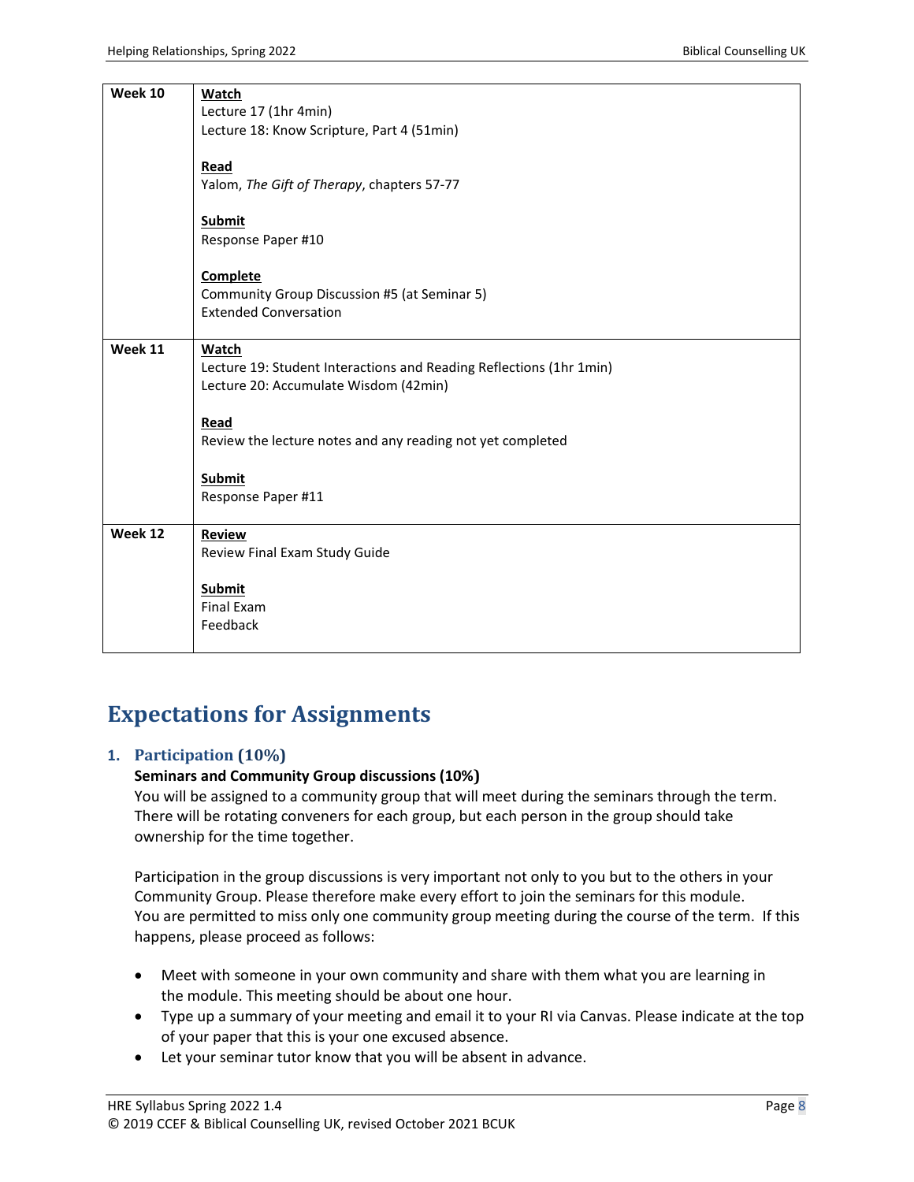| | |
|---|---|
| **Week 10** | **Watch**<br>Lecture 17 (1hr 4min)<br>Lecture 18: Know Scripture, Part 4 (51min)<br><br>**Read**<br>Yalom, *The Gift of Therapy*, chapters 57-77<br><br>**Submit**<br>Response Paper #10<br><br>**Complete**<br>Community Group Discussion #5 (at Seminar 5)<br>Extended Conversation |
| **Week 11** | **Watch**<br>Lecture 19: Student Interactions and Reading Reflections (1hr 1min)<br>Lecture 20: Accumulate Wisdom (42min)<br><br>**Read**<br>Review the lecture notes and any reading not yet completed<br><br>**Submit**<br>Response Paper #11 |
| **Week 12** | **Review**<br>Review Final Exam Study Guide<br><br>**Submit**<br>Final Exam<br>Feedback |

# Expectations for Assignments

## 1. Participation (10%)

**Seminars and Community Group discussions (10%)**

You will be assigned to a community group that will meet during the seminars through the term. There will be rotating conveners for each group, but each person in the group should take ownership for the time together.

Participation in the group discussions is very important not only to you but to the others in your Community Group. Please therefore make every effort to join the seminars for this module. You are permitted to miss only one community group meeting during the course of the term. If this happens, please proceed as follows:

- Meet with someone in your own community and share with them what you are learning in the module. This meeting should be about one hour.
- Type up a summary of your meeting and email it to your RI via Canvas. Please indicate at the top of your paper that this is your one excused absence.
- Let your seminar tutor know that you will be absent in advance.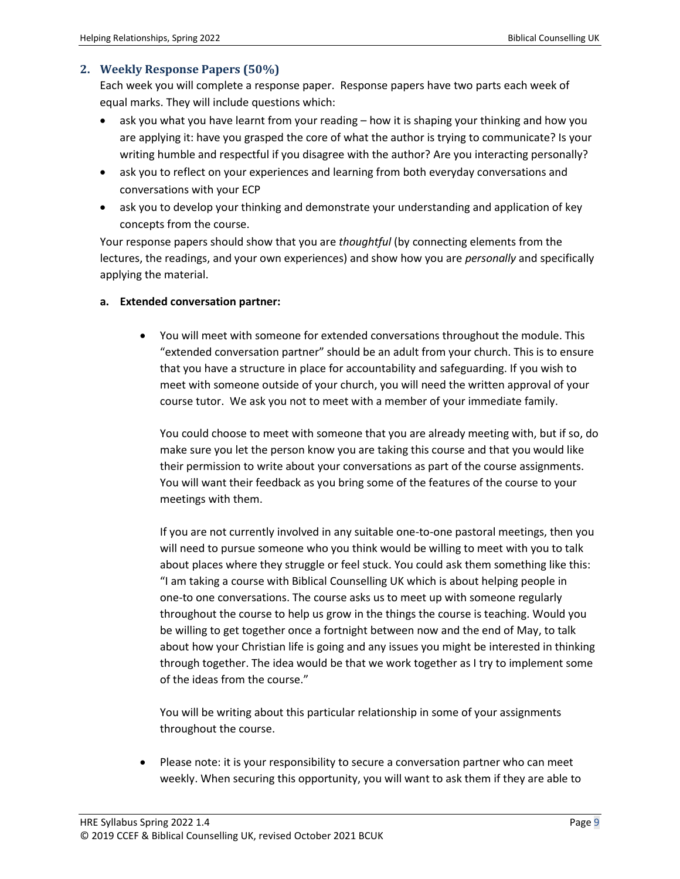## 2. Weekly Response Papers (50%)

Each week you will complete a response paper. Response papers have two parts each week of equal marks. They will include questions which:

- ask you what you have learnt from your reading – how it is shaping your thinking and how you are applying it: have you grasped the core of what the author is trying to communicate? Is your writing humble and respectful if you disagree with the author? Are you interacting personally?
- ask you to reflect on your experiences and learning from both everyday conversations and conversations with your ECP
- ask you to develop your thinking and demonstrate your understanding and application of key concepts from the course.

Your response papers should show that you are *thoughtful* (by connecting elements from the lectures, the readings, and your own experiences) and show how you are *personally* and specifically applying the material.

### a. Extended conversation partner:

- You will meet with someone for extended conversations throughout the module. This "extended conversation partner" should be an adult from your church. This is to ensure that you have a structure in place for accountability and safeguarding. If you wish to meet with someone outside of your church, you will need the written approval of your course tutor. We ask you not to meet with a member of your immediate family.

  You could choose to meet with someone that you are already meeting with, but if so, do make sure you let the person know you are taking this course and that you would like their permission to write about your conversations as part of the course assignments. You will want their feedback as you bring some of the features of the course to your meetings with them.

  If you are not currently involved in any suitable one-to-one pastoral meetings, then you will need to pursue someone who you think would be willing to meet with you to talk about places where they struggle or feel stuck. You could ask them something like this: "I am taking a course with Biblical Counselling UK which is about helping people in one-to one conversations. The course asks us to meet up with someone regularly throughout the course to help us grow in the things the course is teaching. Would you be willing to get together once a fortnight between now and the end of May, to talk about how your Christian life is going and any issues you might be interested in thinking through together. The idea would be that we work together as I try to implement some of the ideas from the course."

  You will be writing about this particular relationship in some of your assignments throughout the course.

- Please note: it is your responsibility to secure a conversation partner who can meet weekly. When securing this opportunity, you will want to ask them if they are able to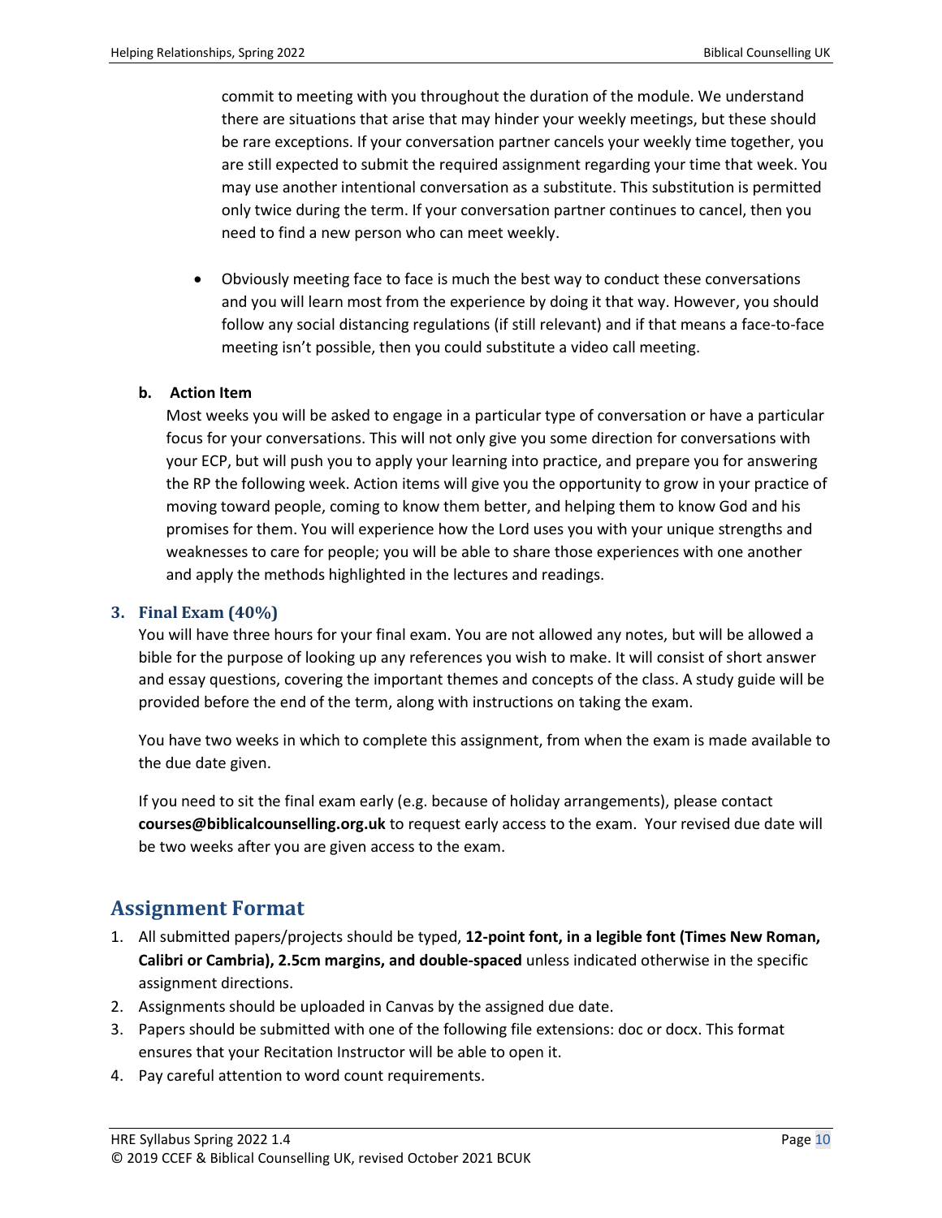commit to meeting with you throughout the duration of the module. We understand there are situations that arise that may hinder your weekly meetings, but these should be rare exceptions. If your conversation partner cancels your weekly time together, you are still expected to submit the required assignment regarding your time that week. You may use another intentional conversation as a substitute. This substitution is permitted only twice during the term. If your conversation partner continues to cancel, then you need to find a new person who can meet weekly.

- Obviously meeting face to face is much the best way to conduct these conversations and you will learn most from the experience by doing it that way. However, you should follow any social distancing regulations (if still relevant) and if that means a face-to-face meeting isn't possible, then you could substitute a video call meeting.

**b. Action Item**

Most weeks you will be asked to engage in a particular type of conversation or have a particular focus for your conversations. This will not only give you some direction for conversations with your ECP, but will push you to apply your learning into practice, and prepare you for answering the RP the following week. Action items will give you the opportunity to grow in your practice of moving toward people, coming to know them better, and helping them to know God and his promises for them. You will experience how the Lord uses you with your unique strengths and weaknesses to care for people; you will be able to share those experiences with one another and apply the methods highlighted in the lectures and readings.

### 3. Final Exam (40%)

You will have three hours for your final exam. You are not allowed any notes, but will be allowed a bible for the purpose of looking up any references you wish to make. It will consist of short answer and essay questions, covering the important themes and concepts of the class. A study guide will be provided before the end of the term, along with instructions on taking the exam.

You have two weeks in which to complete this assignment, from when the exam is made available to the due date given.

If you need to sit the final exam early (e.g. because of holiday arrangements), please contact **courses@biblicalcounselling.org.uk** to request early access to the exam. Your revised due date will be two weeks after you are given access to the exam.

## Assignment Format

1. All submitted papers/projects should be typed, **12-point font, in a legible font (Times New Roman, Calibri or Cambria), 2.5cm margins, and double-spaced** unless indicated otherwise in the specific assignment directions.
2. Assignments should be uploaded in Canvas by the assigned due date.
3. Papers should be submitted with one of the following file extensions: doc or docx. This format ensures that your Recitation Instructor will be able to open it.
4. Pay careful attention to word count requirements.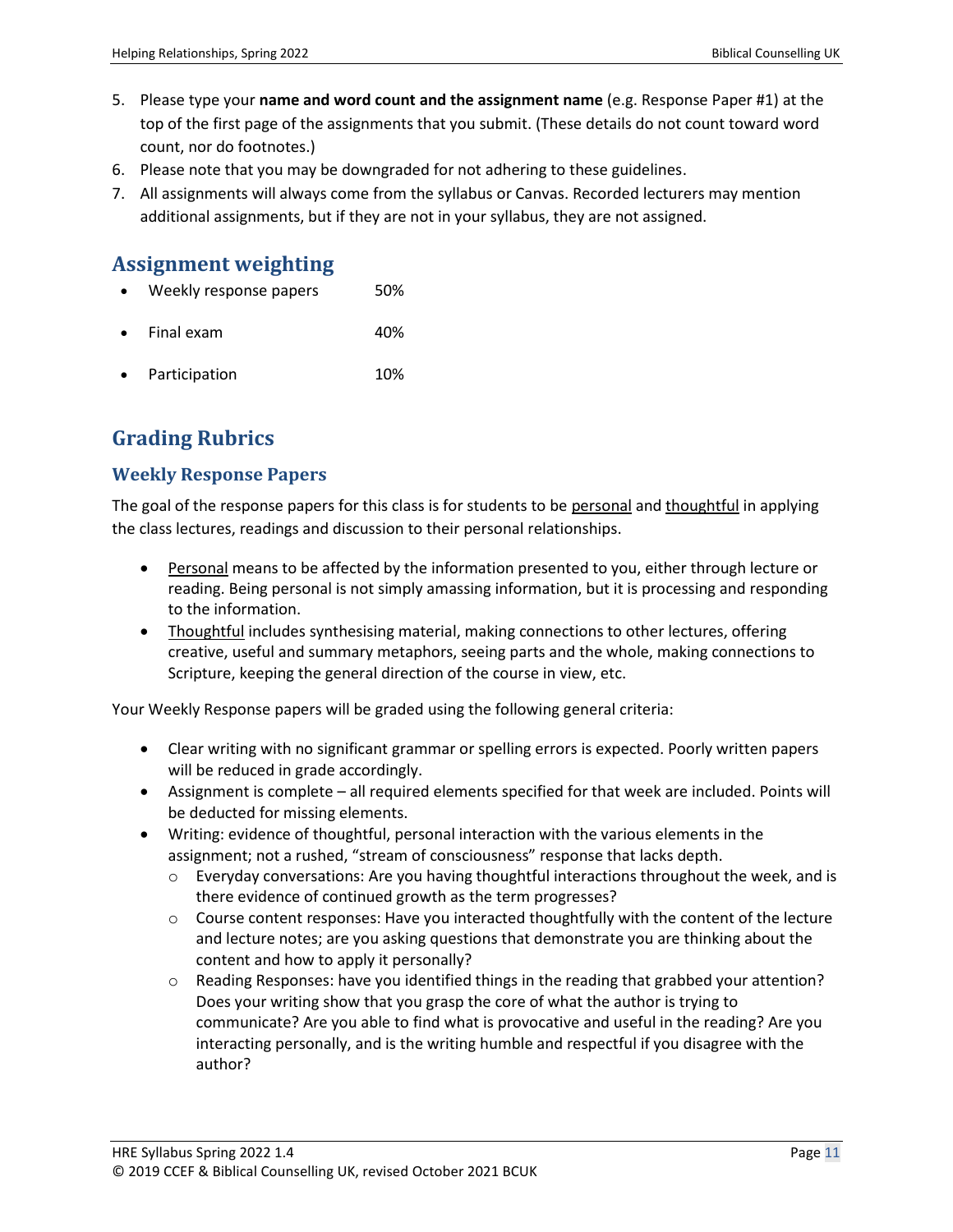5. Please type your **name and word count and the assignment name** (e.g. Response Paper #1) at the top of the first page of the assignments that you submit. (These details do not count toward word count, nor do footnotes.)
6. Please note that you may be downgraded for not adhering to these guidelines.
7. All assignments will always come from the syllabus or Canvas. Recorded lecturers may mention additional assignments, but if they are not in your syllabus, they are not assigned.

## Assignment weighting

- Weekly response papers 50%
- Final exam 40%
- Participation 10%

## Grading Rubrics

### Weekly Response Papers

The goal of the response papers for this class is for students to be personal and thoughtful in applying the class lectures, readings and discussion to their personal relationships.

- Personal means to be affected by the information presented to you, either through lecture or reading. Being personal is not simply amassing information, but it is processing and responding to the information.
- Thoughtful includes synthesising material, making connections to other lectures, offering creative, useful and summary metaphors, seeing parts and the whole, making connections to Scripture, keeping the general direction of the course in view, etc.

Your Weekly Response papers will be graded using the following general criteria:

- Clear writing with no significant grammar or spelling errors is expected. Poorly written papers will be reduced in grade accordingly.
- Assignment is complete – all required elements specified for that week are included. Points will be deducted for missing elements.
- Writing: evidence of thoughtful, personal interaction with the various elements in the assignment; not a rushed, "stream of consciousness" response that lacks depth.
  - Everyday conversations: Are you having thoughtful interactions throughout the week, and is there evidence of continued growth as the term progresses?
  - Course content responses: Have you interacted thoughtfully with the content of the lecture and lecture notes; are you asking questions that demonstrate you are thinking about the content and how to apply it personally?
  - Reading Responses: have you identified things in the reading that grabbed your attention? Does your writing show that you grasp the core of what the author is trying to communicate? Are you able to find what is provocative and useful in the reading? Are you interacting personally, and is the writing humble and respectful if you disagree with the author?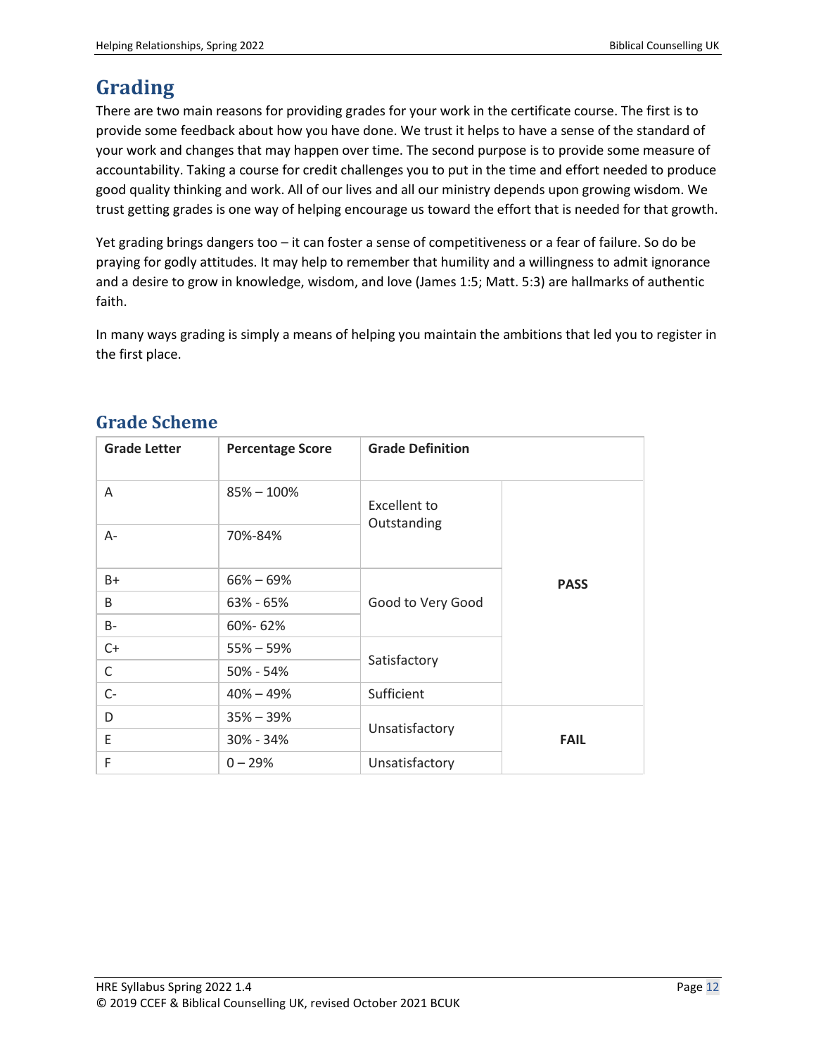## Grading

There are two main reasons for providing grades for your work in the certificate course. The first is to provide some feedback about how you have done. We trust it helps to have a sense of the standard of your work and changes that may happen over time. The second purpose is to provide some measure of accountability. Taking a course for credit challenges you to put in the time and effort needed to produce good quality thinking and work. All of our lives and all our ministry depends upon growing wisdom. We trust getting grades is one way of helping encourage us toward the effort that is needed for that growth.

Yet grading brings dangers too – it can foster a sense of competitiveness or a fear of failure. So do be praying for godly attitudes. It may help to remember that humility and a willingness to admit ignorance and a desire to grow in knowledge, wisdom, and love (James 1:5; Matt. 5:3) are hallmarks of authentic faith.

In many ways grading is simply a means of helping you maintain the ambitions that led you to register in the first place.

## Grade Scheme

| Grade Letter | Percentage Score | Grade Definition | |
|---|---|---|---|
| A | 85% – 100% | Excellent to Outstanding | **PASS** |
| A- | 70%-84% | | |
| B+ | 66% – 69% | Good to Very Good | |
| B | 63% - 65% | | |
| B- | 60%- 62% | | |
| C+ | 55% – 59% | Satisfactory | |
| C | 50% - 54% | | |
| C- | 40% – 49% | Sufficient | |
| D | 35% – 39% | Unsatisfactory | **FAIL** |
| E | 30% - 34% | | |
| F | 0 – 29% | Unsatisfactory | |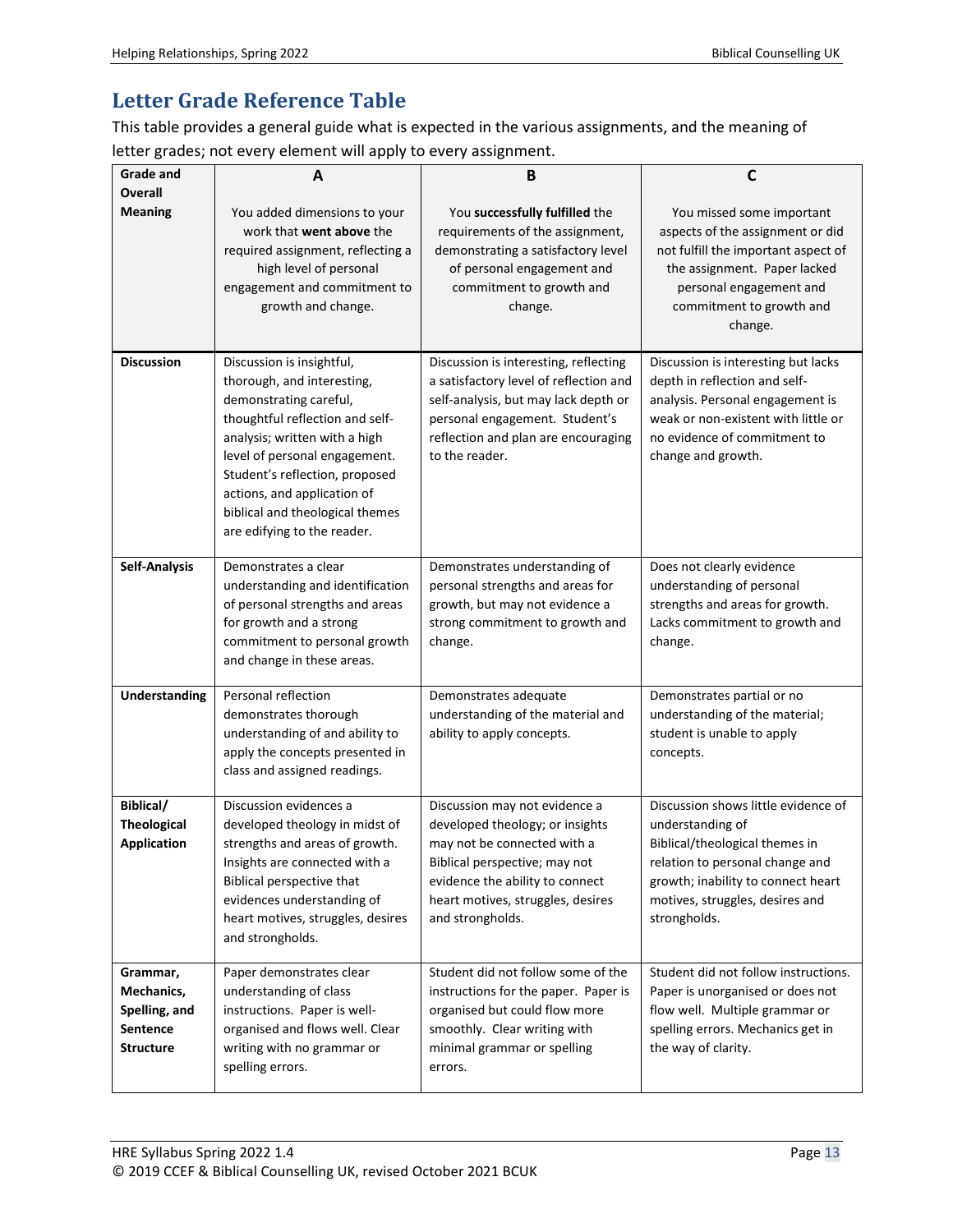## Letter Grade Reference Table

This table provides a general guide what is expected in the various assignments, and the meaning of letter grades; not every element will apply to every assignment.

| **Grade and Overall Meaning** | **A**<br><br>You added dimensions to your work that **went above** the required assignment, reflecting a high level of personal engagement and commitment to growth and change. | **B**<br><br>You **successfully fulfilled** the requirements of the assignment, demonstrating a satisfactory level of personal engagement and commitment to growth and change. | **C**<br><br>You missed some important aspects of the assignment or did not fulfill the important aspect of the assignment. Paper lacked personal engagement and commitment to growth and change. |
|---|---|---|---|
| **Discussion** | Discussion is insightful, thorough, and interesting, demonstrating careful, thoughtful reflection and self-analysis; written with a high level of personal engagement. Student's reflection, proposed actions, and application of biblical and theological themes are edifying to the reader. | Discussion is interesting, reflecting a satisfactory level of reflection and self-analysis, but may lack depth or personal engagement. Student's reflection and plan are encouraging to the reader. | Discussion is interesting but lacks depth in reflection and self-analysis. Personal engagement is weak or non-existent with little or no evidence of commitment to change and growth. |
| **Self-Analysis** | Demonstrates a clear understanding and identification of personal strengths and areas for growth and a strong commitment to personal growth and change in these areas. | Demonstrates understanding of personal strengths and areas for growth, but may not evidence a strong commitment to growth and change. | Does not clearly evidence understanding of personal strengths and areas for growth. Lacks commitment to growth and change. |
| **Understanding** | Personal reflection demonstrates thorough understanding of and ability to apply the concepts presented in class and assigned readings. | Demonstrates adequate understanding of the material and ability to apply concepts. | Demonstrates partial or no understanding of the material; student is unable to apply concepts. |
| **Biblical/ Theological Application** | Discussion evidences a developed theology in midst of strengths and areas of growth. Insights are connected with a Biblical perspective that evidences understanding of heart motives, struggles, desires and strongholds. | Discussion may not evidence a developed theology; or insights may not be connected with a Biblical perspective; may not evidence the ability to connect heart motives, struggles, desires and strongholds. | Discussion shows little evidence of understanding of Biblical/theological themes in relation to personal change and growth; inability to connect heart motives, struggles, desires and strongholds. |
| **Grammar, Mechanics, Spelling, and Sentence Structure** | Paper demonstrates clear understanding of class instructions. Paper is well-organised and flows well. Clear writing with no grammar or spelling errors. | Student did not follow some of the instructions for the paper. Paper is organised but could flow more smoothly. Clear writing with minimal grammar or spelling errors. | Student did not follow instructions. Paper is unorganised or does not flow well. Multiple grammar or spelling errors. Mechanics get in the way of clarity. |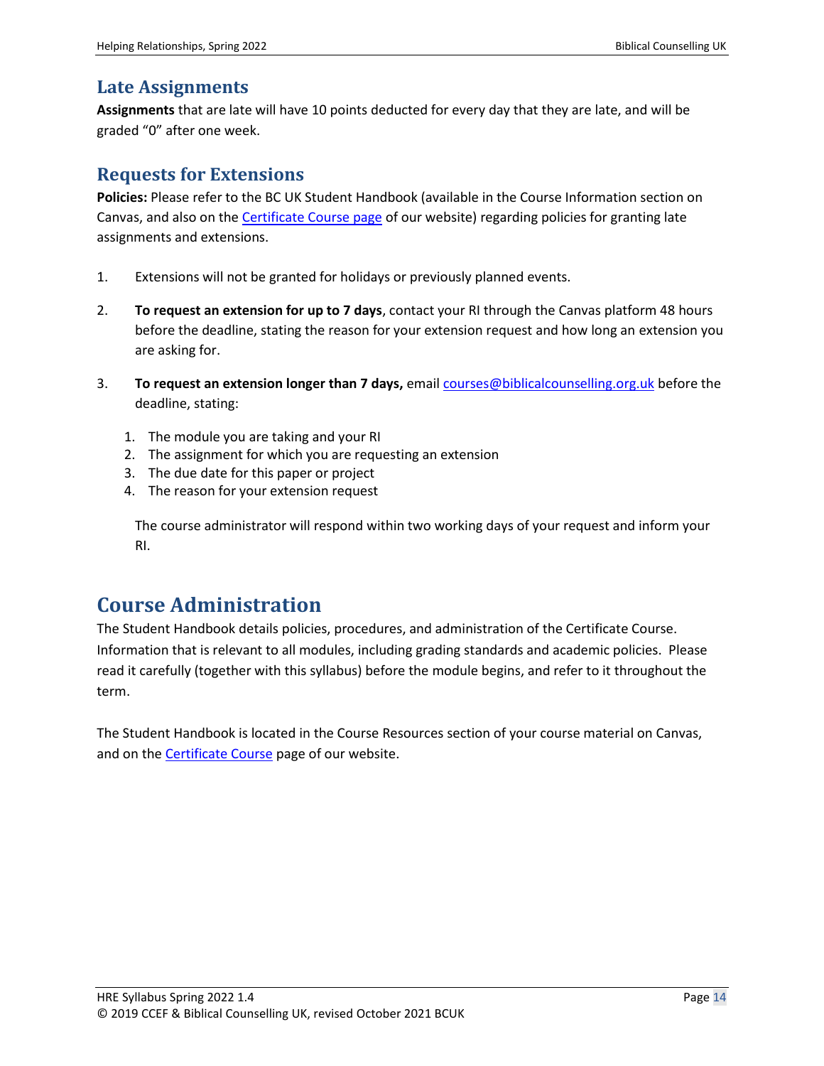## Late Assignments

**Assignments** that are late will have 10 points deducted for every day that they are late, and will be graded "0" after one week.

## Requests for Extensions

**Policies:** Please refer to the BC UK Student Handbook (available in the Course Information section on Canvas, and also on the Certificate Course page of our website) regarding policies for granting late assignments and extensions.

1. Extensions will not be granted for holidays or previously planned events.

2. **To request an extension for up to 7 days**, contact your RI through the Canvas platform 48 hours before the deadline, stating the reason for your extension request and how long an extension you are asking for.

3. **To request an extension longer than 7 days,** email courses@biblicalcounselling.org.uk before the deadline, stating:

   1. The module you are taking and your RI
   2. The assignment for which you are requesting an extension
   3. The due date for this paper or project
   4. The reason for your extension request

   The course administrator will respond within two working days of your request and inform your RI.

# Course Administration

The Student Handbook details policies, procedures, and administration of the Certificate Course. Information that is relevant to all modules, including grading standards and academic policies. Please read it carefully (together with this syllabus) before the module begins, and refer to it throughout the term.

The Student Handbook is located in the Course Resources section of your course material on Canvas, and on the Certificate Course page of our website.